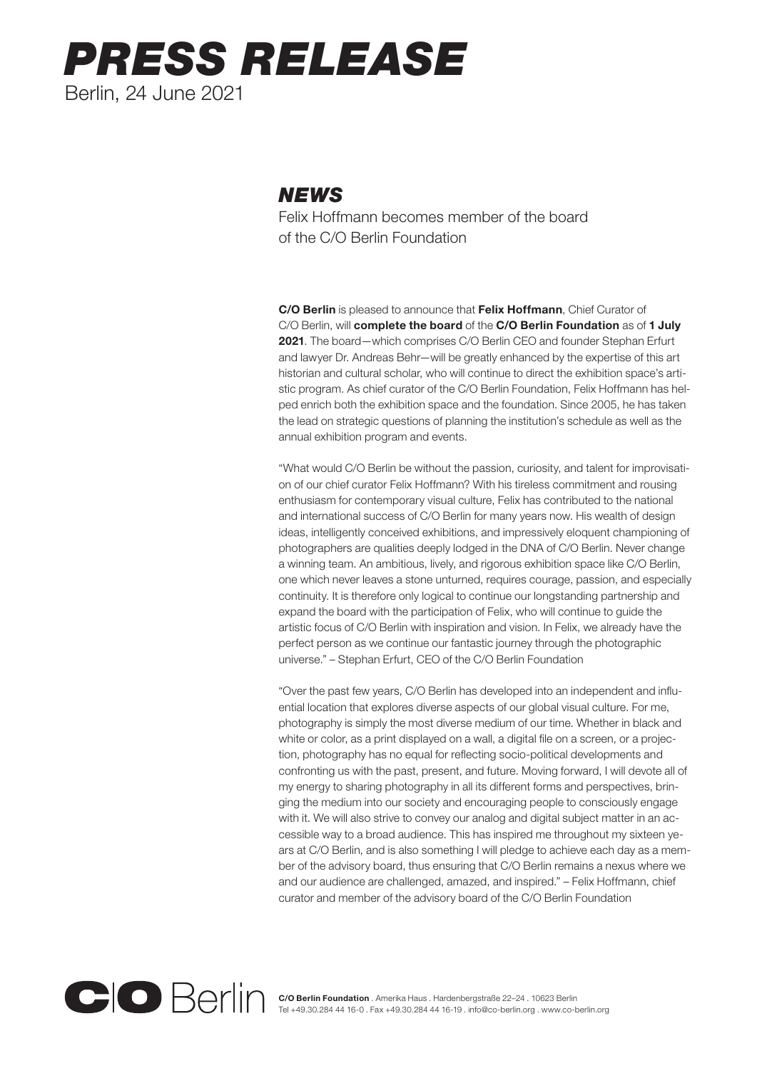# *PRESS RELEASE*

Berlin, 24 June 2021

## *NEWS*

Felix Hoffmann becomes member of the board of the C/O Berlin Foundation

**C/O Berlin** is pleased to announce that **Felix Hoffmann**, Chief Curator of C/O Berlin, will **complete the board** of the **C/O Berlin Foundation** as of **1 July 2021**. The board—which comprises C/O Berlin CEO and founder Stephan Erfurt and lawyer Dr. Andreas Behr—will be greatly enhanced by the expertise of this art historian and cultural scholar, who will continue to direct the exhibition space's artistic program. As chief curator of the C/O Berlin Foundation, Felix Hoffmann has helped enrich both the exhibition space and the foundation. Since 2005, he has taken the lead on strategic questions of planning the institution's schedule as well as the annual exhibition program and events.

"What would C/O Berlin be without the passion, curiosity, and talent for improvisation of our chief curator Felix Hoffmann? With his tireless commitment and rousing enthusiasm for contemporary visual culture, Felix has contributed to the national and international success of C/O Berlin for many years now. His wealth of design ideas, intelligently conceived exhibitions, and impressively eloquent championing of photographers are qualities deeply lodged in the DNA of C/O Berlin. Never change a winning team. An ambitious, lively, and rigorous exhibition space like C/O Berlin, one which never leaves a stone unturned, requires courage, passion, and especially continuity. It is therefore only logical to continue our longstanding partnership and expand the board with the participation of Felix, who will continue to guide the artistic focus of C/O Berlin with inspiration and vision. In Felix, we already have the perfect person as we continue our fantastic journey through the photographic universe." – Stephan Erfurt, CEO of the C/O Berlin Foundation

"Over the past few years, C/O Berlin has developed into an independent and influential location that explores diverse aspects of our global visual culture. For me, photography is simply the most diverse medium of our time. Whether in black and white or color, as a print displayed on a wall, a digital file on a screen, or a projection, photography has no equal for reflecting socio-political developments and confronting us with the past, present, and future. Moving forward, I will devote all of my energy to sharing photography in all its different forms and perspectives, bringing the medium into our society and encouraging people to consciously engage with it. We will also strive to convey our analog and digital subject matter in an accessible way to a broad audience. This has inspired me throughout my sixteen years at C/O Berlin, and is also something I will pledge to achieve each day as a member of the advisory board, thus ensuring that C/O Berlin remains a nexus where we and our audience are challenged, amazed, and inspired." – Felix Hoffmann, chief curator and member of the advisory board of the C/O Berlin Foundation

C/O Berlin

**C/O Berlin Foundation** . Amerika Haus . Hardenbergstraße 22–24 . 10623 Berlin
Tel +49.30.284 44 16-0 . Fax +49.30.284 44 16-19 . info@co-berlin.org . www.co-berlin.org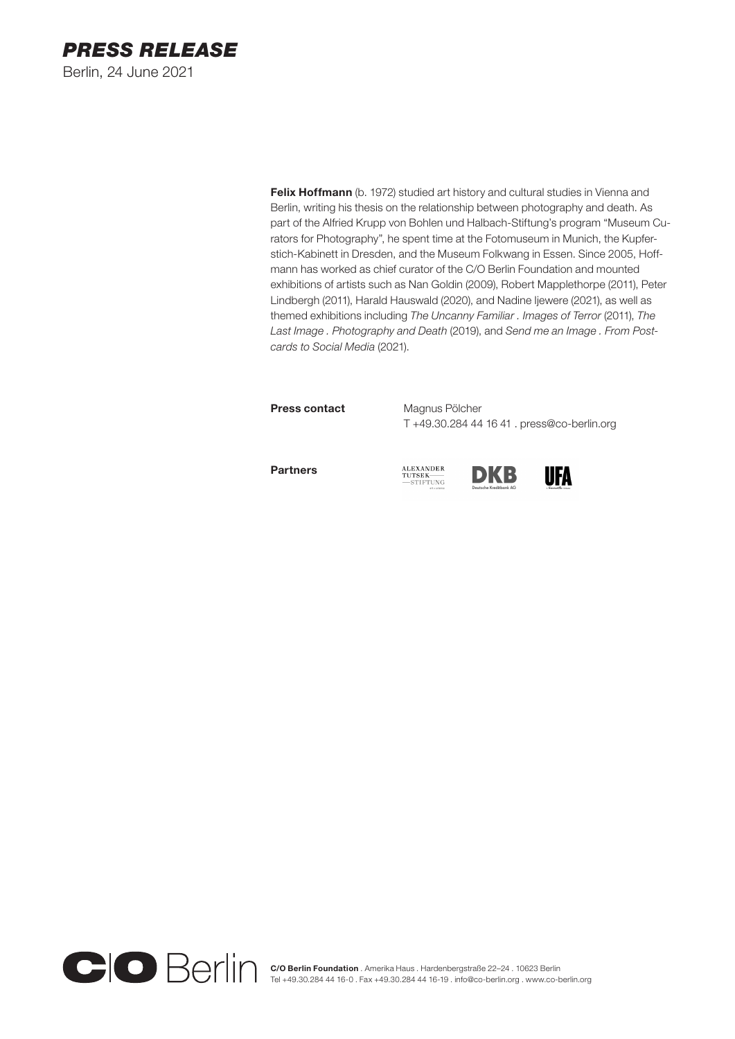# *PRESS RELEASE*

Berlin, 24 June 2021

**Felix Hoffmann** (b. 1972) studied art history and cultural studies in Vienna and Berlin, writing his thesis on the relationship between photography and death. As part of the Alfried Krupp von Bohlen und Halbach-Stiftung's program "Museum Curators for Photography", he spent time at the Fotomuseum in Munich, the Kupferstich-Kabinett in Dresden, and the Museum Folkwang in Essen. Since 2005, Hoffmann has worked as chief curator of the C/O Berlin Foundation and mounted exhibitions of artists such as Nan Goldin (2009), Robert Mapplethorpe (2011), Peter Lindbergh (2011), Harald Hauswald (2020), and Nadine Ijewere (2021), as well as themed exhibitions including *The Uncanny Familiar . Images of Terror* (2011), *The Last Image . Photography and Death* (2019), and *Send me an Image . From Postcards to Social Media* (2021).

**Press contact** Magnus Pölcher
T +49.30.284 44 16 41 . press@co-berlin.org

**Partners** Alexander Tutsek-Stiftung, DKB Deutsche Kreditbank AG, UFA

**C/O Berlin Foundation** . Amerika Haus . Hardenbergstraße 22–24 . 10623 Berlin
Tel +49.30.284 44 16-0 . Fax +49.30.284 44 16-19 . info@co-berlin.org . www.co-berlin.org